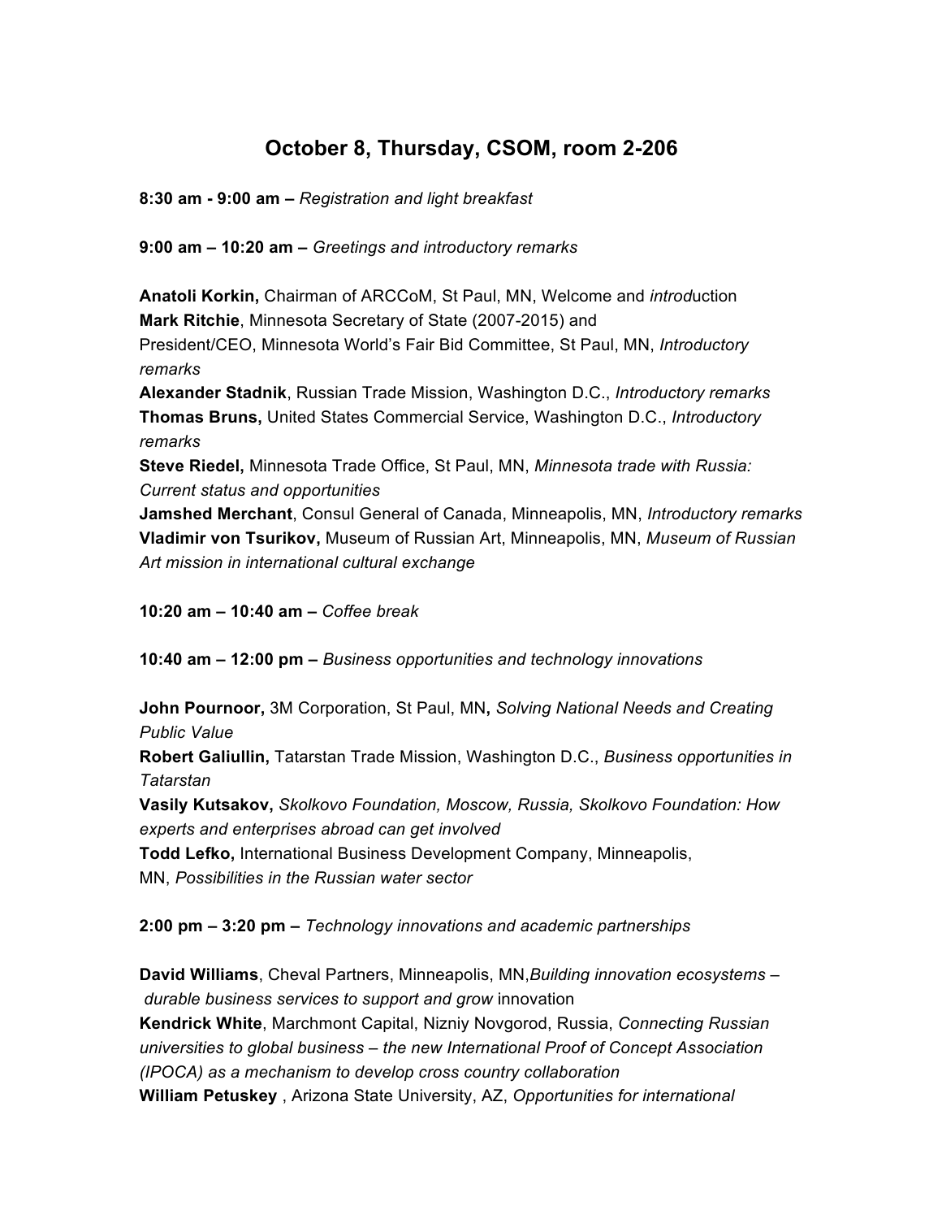# October 8, Thursday, CSOM, room 2-206

**8:30 am - 9:00 am –** *Registration and light breakfast*

**9:00 am – 10:20 am –** *Greetings and introductory remarks*

**Anatoli Korkin,** Chairman of ARCCoM, St Paul, MN, Welcome and *introd*uction
**Mark Ritchie**, Minnesota Secretary of State (2007-2015) and President/CEO, Minnesota World's Fair Bid Committee, St Paul, MN, *Introductory remarks*
**Alexander Stadnik**, Russian Trade Mission, Washington D.C., *Introductory remarks*
**Thomas Bruns,** United States Commercial Service, Washington D.C., *Introductory remarks*
**Steve Riedel,** Minnesota Trade Office, St Paul, MN, *Minnesota trade with Russia: Current status and opportunities*
**Jamshed Merchant**, Consul General of Canada, Minneapolis, MN, *Introductory remarks*
**Vladimir von Tsurikov,** Museum of Russian Art, Minneapolis, MN, *Museum of Russian Art mission in international cultural exchange*

**10:20 am – 10:40 am –** *Coffee break*

**10:40 am – 12:00 pm –** *Business opportunities and technology innovations*

**John Pournoor,** 3M Corporation, St Paul, MN**,** *Solving National Needs and Creating Public Value*
**Robert Galiullin,** Tatarstan Trade Mission, Washington D.C., *Business opportunities in Tatarstan*
**Vasily Kutsakov,** *Skolkovo Foundation, Moscow, Russia, Skolkovo Foundation: How experts and enterprises abroad can get involved*
**Todd Lefko,** International Business Development Company, Minneapolis, MN, *Possibilities in the Russian water sector*

**2:00 pm – 3:20 pm –** *Technology innovations and academic partnerships*

**David Williams**, Cheval Partners, Minneapolis, MN,*Building innovation ecosystems – durable business services to support and grow* innovation
**Kendrick White**, Marchmont Capital, Nizniy Novgorod, Russia, *Connecting Russian universities to global business – the new International Proof of Concept Association (IPOCA) as a mechanism to develop cross country collaboration*
**William Petuskey** , Arizona State University, AZ, *Opportunities for international*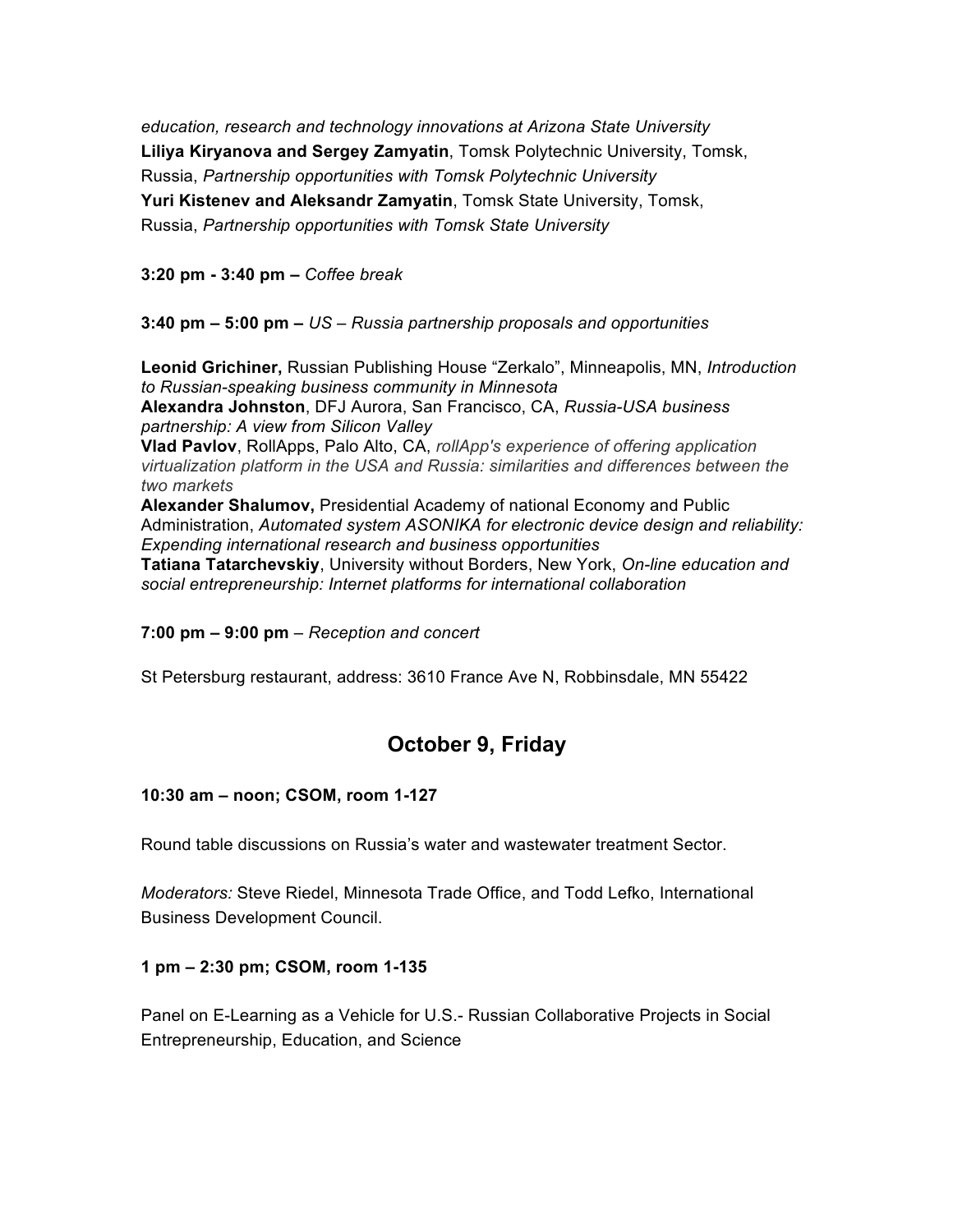*education, research and technology innovations at Arizona State University*
**Liliya Kiryanova and Sergey Zamyatin**, Tomsk Polytechnic University, Tomsk, Russia, *Partnership opportunities with Tomsk Polytechnic University*
**Yuri Kistenev and Aleksandr Zamyatin**, Tomsk State University, Tomsk, Russia, *Partnership opportunities with Tomsk State University*

**3:20 pm - 3:40 pm –** *Coffee break*

**3:40 pm – 5:00 pm –** *US – Russia partnership proposals and opportunities*

**Leonid Grichiner,** Russian Publishing House "Zerkalo", Minneapolis, MN, *Introduction to Russian-speaking business community in Minnesota*
**Alexandra Johnston**, DFJ Aurora, San Francisco, CA, *Russia-USA business partnership: A view from Silicon Valley*
**Vlad Pavlov**, RollApps, Palo Alto, CA, *rollApp's experience of offering application virtualization platform in the USA and Russia: similarities and differences between the two markets*
**Alexander Shalumov,** Presidential Academy of national Economy and Public Administration, *Automated system ASONIKA for electronic device design and reliability: Expending international research and business opportunities*
**Tatiana Tatarchevskiy**, University without Borders, New York, *On-line education and social entrepreneurship: Internet platforms for international collaboration*

**7:00 pm – 9:00 pm** – *Reception and concert*

St Petersburg restaurant, address: 3610 France Ave N, Robbinsdale, MN 55422

## October 9, Friday

**10:30 am – noon; CSOM, room 1-127**

Round table discussions on Russia's water and wastewater treatment Sector.

*Moderators:* Steve Riedel, Minnesota Trade Office, and Todd Lefko, International Business Development Council.

**1 pm – 2:30 pm; CSOM, room 1-135**

Panel on E-Learning as a Vehicle for U.S.- Russian Collaborative Projects in Social Entrepreneurship, Education, and Science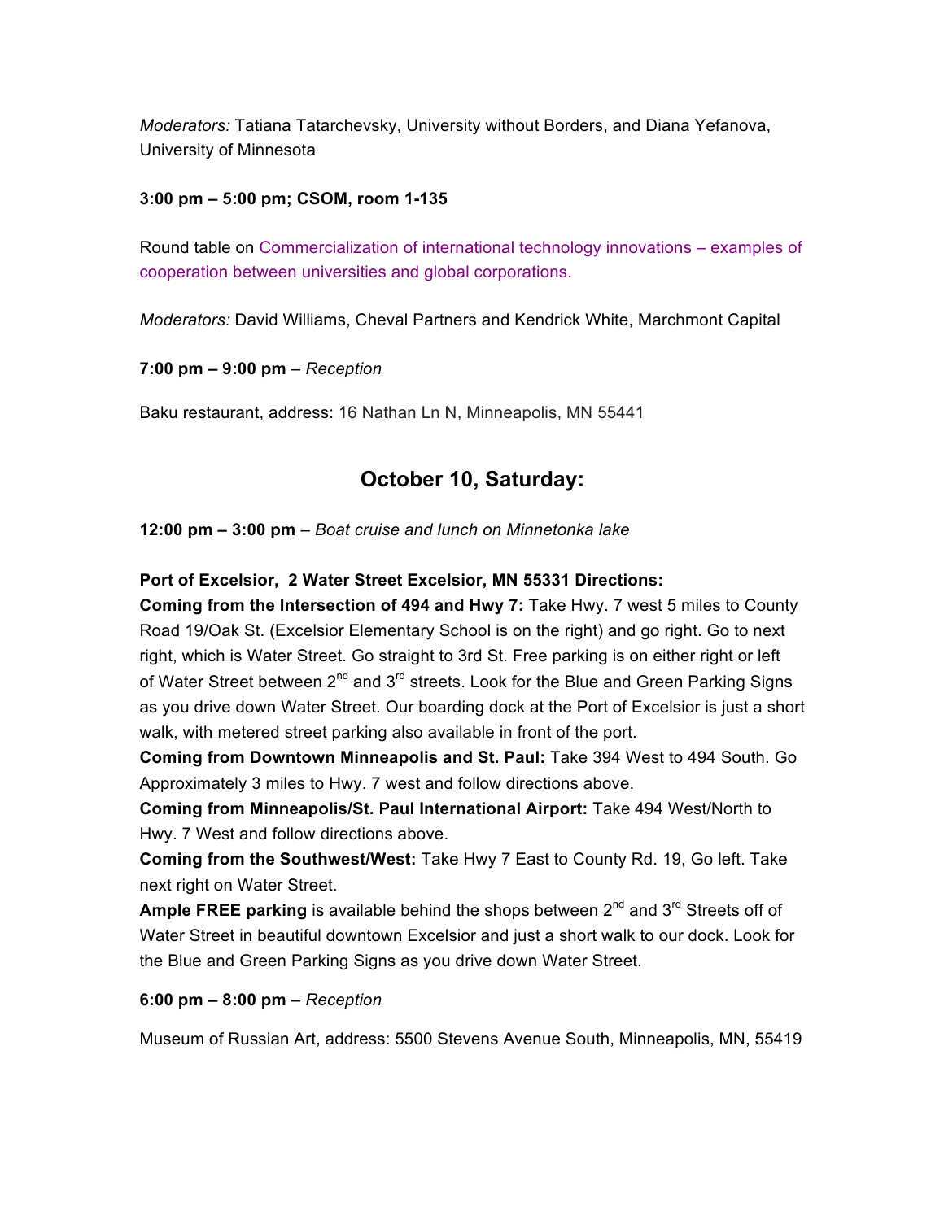*Moderators:* Tatiana Tatarchevsky, University without Borders, and Diana Yefanova, University of Minnesota

**3:00 pm – 5:00 pm; CSOM, room 1-135**

Round table on Commercialization of international technology innovations – examples of cooperation between universities and global corporations.

*Moderators:* David Williams, Cheval Partners and Kendrick White, Marchmont Capital

**7:00 pm – 9:00 pm** – *Reception*

Baku restaurant, address: 16 Nathan Ln N, Minneapolis, MN 55441

## October 10, Saturday:

**12:00 pm – 3:00 pm** – *Boat cruise and lunch on Minnetonka lake*

**Port of Excelsior, 2 Water Street Excelsior, MN 55331 Directions:**
**Coming from the Intersection of 494 and Hwy 7:** Take Hwy. 7 west 5 miles to County Road 19/Oak St. (Excelsior Elementary School is on the right) and go right. Go to next right, which is Water Street. Go straight to 3rd St. Free parking is on either right or left of Water Street between 2nd and 3rd streets. Look for the Blue and Green Parking Signs as you drive down Water Street. Our boarding dock at the Port of Excelsior is just a short walk, with metered street parking also available in front of the port.
**Coming from Downtown Minneapolis and St. Paul:** Take 394 West to 494 South. Go Approximately 3 miles to Hwy. 7 west and follow directions above.
**Coming from Minneapolis/St. Paul International Airport:** Take 494 West/North to Hwy. 7 West and follow directions above.
**Coming from the Southwest/West:** Take Hwy 7 East to County Rd. 19, Go left. Take next right on Water Street.
**Ample FREE parking** is available behind the shops between 2nd and 3rd Streets off of Water Street in beautiful downtown Excelsior and just a short walk to our dock. Look for the Blue and Green Parking Signs as you drive down Water Street.

**6:00 pm – 8:00 pm** – *Reception*

Museum of Russian Art, address: 5500 Stevens Avenue South, Minneapolis, MN, 55419